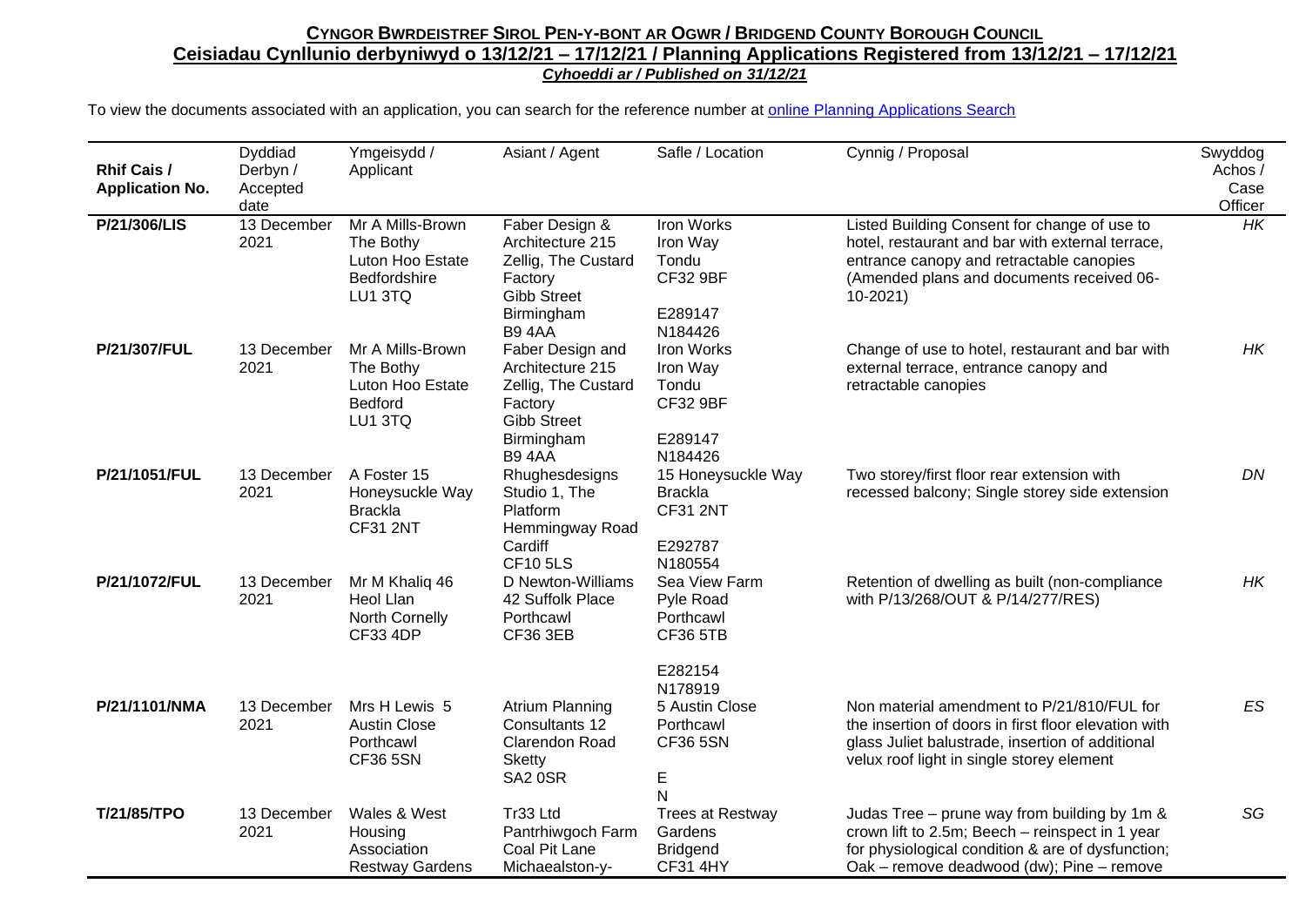## CYNGOR BWRDEISTREF SIROL PEN-Y-BONT AR OGWR / BRIDGEND COUNTY BOROUGH COUNCIL

### Ceisiadau Cynllunio derbyniwyd o 13/12/21 – 17/12/21 / Planning Applications Registered from 13/12/21 – 17/12/21

***Cyhoeddi ar / Published on 31/12/21***

To view the documents associated with an application, you can search for the reference number at [online Planning Applications Search]

| Rhif Cais / Application No. | Dyddiad Derbyn / Accepted date | Ymgeisydd / Applicant | Asiant / Agent | Safle / Location | Cynnig / Proposal | Swyddog Achos / Case Officer |
|---|---|---|---|---|---|---|
| **P/21/306/LIS** | 13 December 2021 | Mr A Mills-Brown The Bothy Luton Hoo Estate Bedfordshire LU1 3TQ | Faber Design & Architecture 215 Zellig, The Custard Factory Gibb Street Birmingham B9 4AA | Iron Works Iron Way Tondu CF32 9BF E289147 N184426 | Listed Building Consent for change of use to hotel, restaurant and bar with external terrace, entrance canopy and retractable canopies (Amended plans and documents received 06-10-2021) | *HK* |
| **P/21/307/FUL** | 13 December 2021 | Mr A Mills-Brown The Bothy Luton Hoo Estate Bedford LU1 3TQ | Faber Design and Architecture 215 Zellig, The Custard Factory Gibb Street Birmingham B9 4AA | Iron Works Iron Way Tondu CF32 9BF E289147 N184426 | Change of use to hotel, restaurant and bar with external terrace, entrance canopy and retractable canopies | *HK* |
| **P/21/1051/FUL** | 13 December 2021 | A Foster 15 Honeysuckle Way Brackla CF31 2NT | Rhughesdesigns Studio 1, The Platform Hemmingway Road Cardiff CF10 5LS | 15 Honeysuckle Way Brackla CF31 2NT E292787 N180554 | Two storey/first floor rear extension with recessed balcony; Single storey side extension | *DN* |
| **P/21/1072/FUL** | 13 December 2021 | Mr M Khaliq 46 Heol Llan North Cornelly CF33 4DP | D Newton-Williams 42 Suffolk Place Porthcawl CF36 3EB | Sea View Farm Pyle Road Porthcawl CF36 5TB E282154 N178919 | Retention of dwelling as built (non-compliance with P/13/268/OUT & P/14/277/RES) | *HK* |
| **P/21/1101/NMA** | 13 December 2021 | Mrs H Lewis 5 Austin Close Porthcawl CF36 5SN | Atrium Planning Consultants 12 Clarendon Road Sketty SA2 0SR | 5 Austin Close Porthcawl CF36 5SN E N | Non material amendment to P/21/810/FUL for the insertion of doors in first floor elevation with glass Juliet balustrade, insertion of additional velux roof light in single storey element | *ES* |
| **T/21/85/TPO** | 13 December 2021 | Wales & West Housing Association Restway Gardens | Tr33 Ltd Pantrhiwgoch Farm Coal Pit Lane Michaealston-y- | Trees at Restway Gardens Bridgend CF31 4HY | Judas Tree – prune way from building by 1m & crown lift to 2.5m; Beech – reinspect in 1 year for physiological condition & are of dysfunction; Oak – remove deadwood (dw); Pine – remove | *SG* |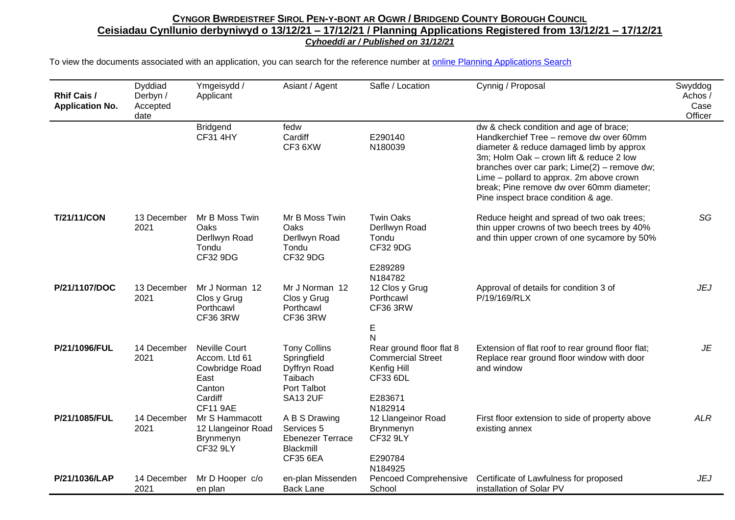## CYNGOR BWRDEISTREF SIROL PEN-Y-BONT AR OGWR / BRIDGEND COUNTY BOROUGH COUNCIL

## Ceisiadau Cynllunio derbyniwyd o 13/12/21 – 17/12/21 / Planning Applications Registered from 13/12/21 – 17/12/21

***Cyhoeddi ar / Published on 31/12/21***

To view the documents associated with an application, you can search for the reference number at online Planning Applications Search

| Rhif Cais / Application No. | Dyddiad Derbyn / Accepted date | Ymgeisydd / Applicant | Asiant / Agent | Safle / Location | Cynnig / Proposal | Swyddog Achos / Case Officer |
|---|---|---|---|---|---|---|
| | | Bridgend CF31 4HY | fedw Cardiff CF3 6XW | E290140 N180039 | dw & check condition and age of brace; Handkerchief Tree – remove dw over 60mm diameter & reduce damaged limb by approx 3m; Holm Oak – crown lift & reduce 2 low branches over car park; Lime(2) – remove dw; Lime – pollard to approx. 2m above crown break; Pine remove dw over 60mm diameter; Pine inspect brace condition & age. | |
| **T/21/11/CON** | 13 December 2021 | Mr B Moss Twin Oaks Derllwyn Road Tondu CF32 9DG | Mr B Moss Twin Oaks Derllwyn Road Tondu CF32 9DG | Twin Oaks Derllwyn Road Tondu CF32 9DG E289289 N184782 | Reduce height and spread of two oak trees; thin upper crowns of two beech trees by 40% and thin upper crown of one sycamore by 50% | *SG* |
| **P/21/1107/DOC** | 13 December 2021 | Mr J Norman 12 Clos y Grug Porthcawl CF36 3RW | Mr J Norman 12 Clos y Grug Porthcawl CF36 3RW | 12 Clos y Grug Porthcawl CF36 3RW E N | Approval of details for condition 3 of P/19/169/RLX | *JEJ* |
| **P/21/1096/FUL** | 14 December 2021 | Neville Court Accom. Ltd 61 Cowbridge Road East Canton Cardiff CF11 9AE | Tony Collins Springfield Dyffryn Road Taibach Port Talbot SA13 2UF | Rear ground floor flat 8 Commercial Street Kenfig Hill CF33 6DL E283671 N182914 | Extension of flat roof to rear ground floor flat; Replace rear ground floor window with door and window | *JE* |
| **P/21/1085/FUL** | 14 December 2021 | Mr S Hammacott 12 Llangeinor Road Brynmenyn CF32 9LY | A B S Drawing Services 5 Ebenezer Terrace Blackmill CF35 6EA | 12 Llangeinor Road Brynmenyn CF32 9LY E290784 N184925 | First floor extension to side of property above existing annex | *ALR* |
| **P/21/1036/LAP** | 14 December 2021 | Mr D Hooper c/o en plan | en-plan Missenden Back Lane | Pencoed Comprehensive School | Certificate of Lawfulness for proposed installation of Solar PV | *JEJ* |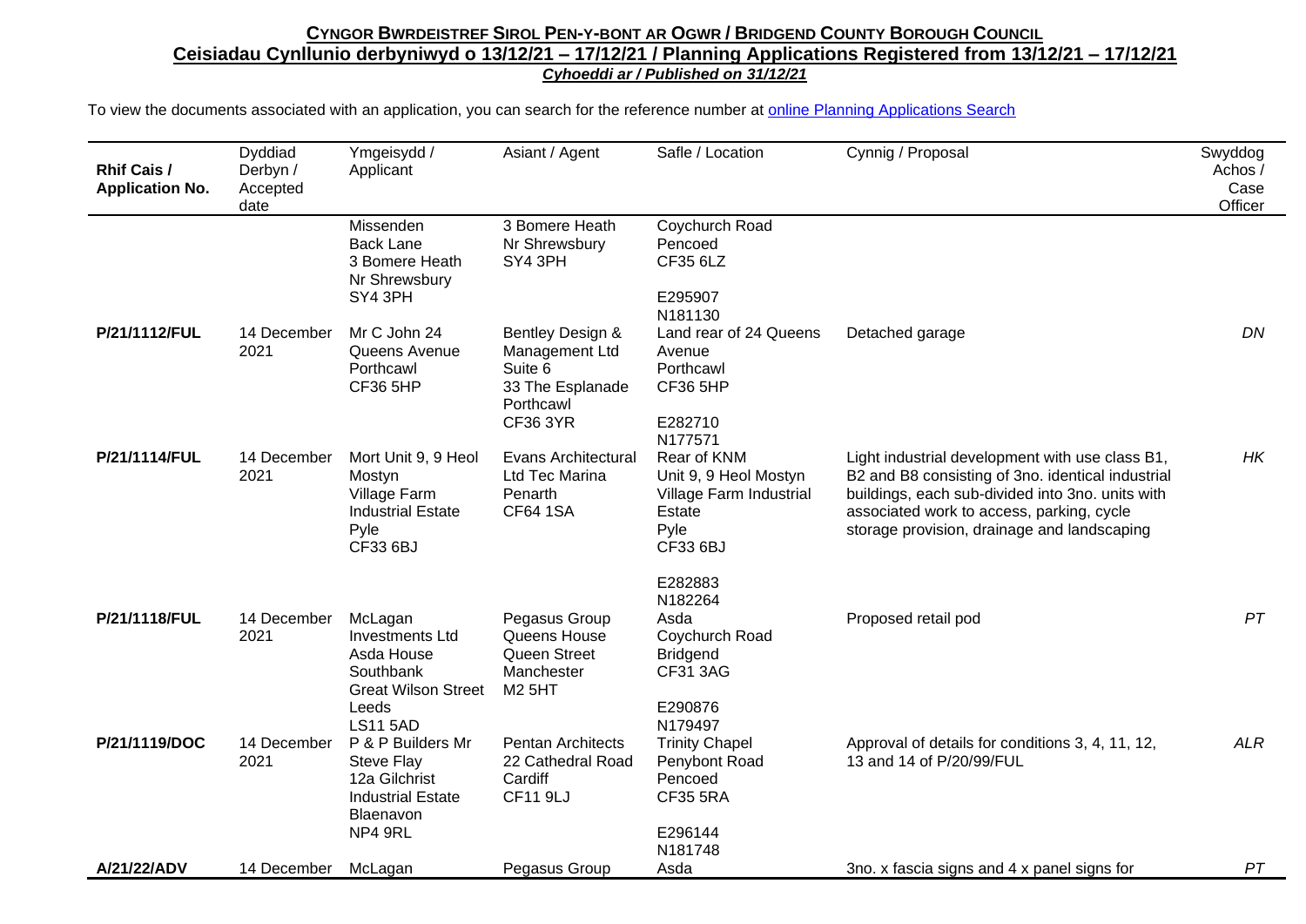## **CYNGOR BWRDEISTREF SIROL PEN-Y-BONT AR OGWR / BRIDGEND COUNTY BOROUGH COUNCIL**

**Ceisiadau Cynllunio derbyniwyd o 13/12/21 – 17/12/21 / Planning Applications Registered from 13/12/21 – 17/12/21**

***Cyhoeddi ar / Published on 31/12/21***

To view the documents associated with an application, you can search for the reference number at online Planning Applications Search

| Rhif Cais / Application No. | Dyddiad Derbyn / Accepted date | Ymgeisydd / Applicant | Asiant / Agent | Safle / Location | Cynnig / Proposal | Swyddog Achos / Case Officer |
|---|---|---|---|---|---|---|
| | | Missenden Back Lane 3 Bomere Heath Nr Shrewsbury SY4 3PH | 3 Bomere Heath Nr Shrewsbury SY4 3PH | Coychurch Road Pencoed CF35 6LZ E295907 N181130 | | |
| **P/21/1112/FUL** | 14 December 2021 | Mr C John 24 Queens Avenue Porthcawl CF36 5HP | Bentley Design & Management Ltd Suite 6 33 The Esplanade Porthcawl CF36 3YR | Land rear of 24 Queens Avenue Porthcawl CF36 5HP E282710 N177571 | Detached garage | *DN* |
| **P/21/1114/FUL** | 14 December 2021 | Mort Unit 9, 9 Heol Mostyn Village Farm Industrial Estate Pyle CF33 6BJ | Evans Architectural Ltd Tec Marina Penarth CF64 1SA | Rear of KNM Unit 9, 9 Heol Mostyn Village Farm Industrial Estate Pyle CF33 6BJ E282883 N182264 | Light industrial development with use class B1, B2 and B8 consisting of 3no. identical industrial buildings, each sub-divided into 3no. units with associated work to access, parking, cycle storage provision, drainage and landscaping | *HK* |
| **P/21/1118/FUL** | 14 December 2021 | McLagan Investments Ltd Asda House Southbank Great Wilson Street Leeds LS11 5AD | Pegasus Group Queens House Queen Street Manchester M2 5HT | Asda Coychurch Road Bridgend CF31 3AG E290876 N179497 | Proposed retail pod | *PT* |
| **P/21/1119/DOC** | 14 December 2021 | P & P Builders Mr Steve Flay 12a Gilchrist Industrial Estate Blaenavon NP4 9RL | Pentan Architects 22 Cathedral Road Cardiff CF11 9LJ | Trinity Chapel Penybont Road Pencoed CF35 5RA E296144 N181748 | Approval of details for conditions 3, 4, 11, 12, 13 and 14 of P/20/99/FUL | *ALR* |
| **A/21/22/ADV** | 14 December | McLagan | Pegasus Group | Asda | 3no. x fascia signs and 4 x panel signs for | *PT* |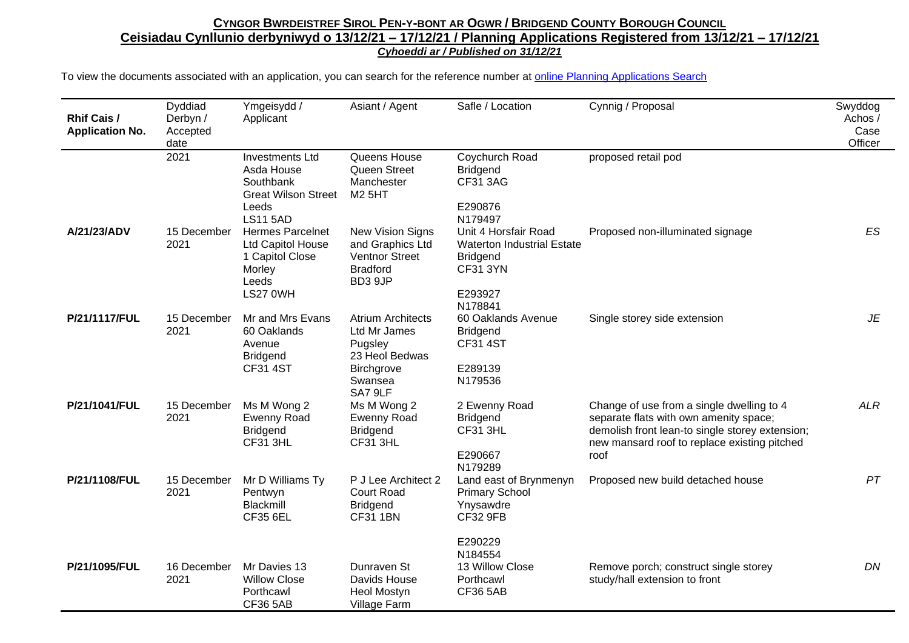**CYNGOR BWRDEISTREF SIROL PEN-Y-BONT AR OGWR / BRIDGEND COUNTY BOROUGH COUNCIL**

**Ceisiadau Cynllunio derbyniwyd o 13/12/21 – 17/12/21 / Planning Applications Registered from 13/12/21 – 17/12/21**

***Cyhoeddi ar / Published on 31/12/21***

To view the documents associated with an application, you can search for the reference number at online Planning Applications Search

| Rhif Cais / Application No. | Dyddiad Derbyn / Accepted date | Ymgeisydd / Applicant | Asiant / Agent | Safle / Location | Cynnig / Proposal | Swyddog Achos / Case Officer |
|---|---|---|---|---|---|---|
| | 2021 | Investments Ltd Asda House Southbank Great Wilson Street Leeds LS11 5AD | Queens House Queen Street Manchester M2 5HT | Coychurch Road Bridgend CF31 3AG<br><br>E290876 N179497 | proposed retail pod | |
| **A/21/23/ADV** | 15 December 2021 | Hermes Parcelnet Ltd Capitol House 1 Capitol Close Morley Leeds LS27 0WH | New Vision Signs and Graphics Ltd Ventnor Street Bradford BD3 9JP | Unit 4 Horsfair Road Waterton Industrial Estate Bridgend CF31 3YN<br><br>E293927 N178841 | Proposed non-illuminated signage | *ES* |
| **P/21/1117/FUL** | 15 December 2021 | Mr and Mrs Evans 60 Oaklands Avenue Bridgend CF31 4ST | Atrium Architects Ltd Mr James Pugsley 23 Heol Bedwas Birchgrove Swansea SA7 9LF | 60 Oaklands Avenue Bridgend CF31 4ST<br><br>E289139 N179536 | Single storey side extension | *JE* |
| **P/21/1041/FUL** | 15 December 2021 | Ms M Wong 2 Ewenny Road Bridgend CF31 3HL | Ms M Wong 2 Ewenny Road Bridgend CF31 3HL | 2 Ewenny Road Bridgend CF31 3HL<br><br>E290667 N179289 | Change of use from a single dwelling to 4 separate flats with own amenity space; demolish front lean-to single storey extension; new mansard roof to replace existing pitched roof | *ALR* |
| **P/21/1108/FUL** | 15 December 2021 | Mr D Williams Ty Pentwyn Blackmill CF35 6EL | P J Lee Architect 2 Court Road Bridgend CF31 1BN | Land east of Brynmenyn Primary School Ynysawdre CF32 9FB<br><br>E290229 N184554 | Proposed new build detached house | *PT* |
| **P/21/1095/FUL** | 16 December 2021 | Mr Davies 13 Willow Close Porthcawl CF36 5AB | Dunraven St Davids House Heol Mostyn Village Farm | 13 Willow Close Porthcawl CF36 5AB | Remove porch; construct single storey study/hall extension to front | *DN* |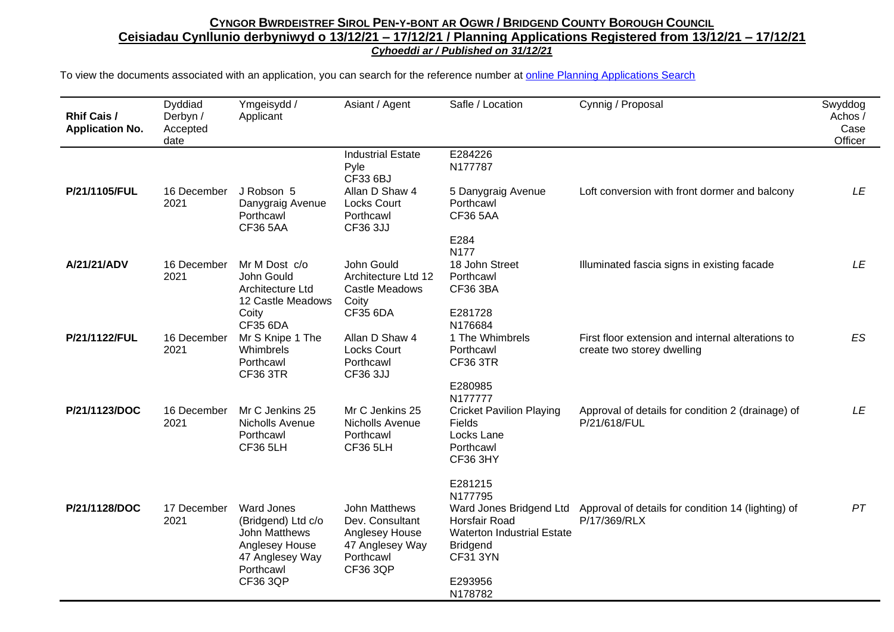**CYNGOR BWRDEISTREF SIROL PEN-Y-BONT AR OGWR / BRIDGEND COUNTY BOROUGH COUNCIL**
**Ceisiadau Cynllunio derbyniwyd o 13/12/21 – 17/12/21 / Planning Applications Registered from 13/12/21 – 17/12/21**
***Cyhoeddi ar / Published on 31/12/21***

To view the documents associated with an application, you can search for the reference number at online Planning Applications Search

| Rhif Cais / Application No. | Dyddiad Derbyn / Accepted date | Ymgeisydd / Applicant | Asiant / Agent | Safle / Location | Cynnig / Proposal | Swyddog Achos / Case Officer |
|---|---|---|---|---|---|---|
| | | | Industrial Estate Pyle CF33 6BJ | E284226 N177787 | | |
| P/21/1105/FUL | 16 December 2021 | J Robson 5 Danygraig Avenue Porthcawl CF36 5AA | Allan D Shaw 4 Locks Court Porthcawl CF36 3JJ | 5 Danygraig Avenue Porthcawl CF36 5AA E284 N177 | Loft conversion with front dormer and balcony | LE |
| A/21/21/ADV | 16 December 2021 | Mr M Dost c/o John Gould Architecture Ltd 12 Castle Meadows Coity CF35 6DA | John Gould Architecture Ltd 12 Castle Meadows Coity CF35 6DA | 18 John Street Porthcawl CF36 3BA E281728 N176684 | Illuminated fascia signs in existing facade | LE |
| P/21/1122/FUL | 16 December 2021 | Mr S Knipe 1 The Whimbrels Porthcawl CF36 3TR | Allan D Shaw 4 Locks Court Porthcawl CF36 3JJ | 1 The Whimbrels Porthcawl CF36 3TR E280985 N177777 | First floor extension and internal alterations to create two storey dwelling | ES |
| P/21/1123/DOC | 16 December 2021 | Mr C Jenkins 25 Nicholls Avenue Porthcawl CF36 5LH | Mr C Jenkins 25 Nicholls Avenue Porthcawl CF36 5LH | Cricket Pavilion Playing Fields Locks Lane Porthcawl CF36 3HY E281215 N177795 | Approval of details for condition 2 (drainage) of P/21/618/FUL | LE |
| P/21/1128/DOC | 17 December 2021 | Ward Jones (Bridgend) Ltd c/o John Matthews Anglesey House 47 Anglesey Way Porthcawl CF36 3QP | John Matthews Dev. Consultant Anglesey House 47 Anglesey Way Porthcawl CF36 3QP | Ward Jones Bridgend Ltd Horsfair Road Waterton Industrial Estate Bridgend CF31 3YN E293956 N178782 | Approval of details for condition 14 (lighting) of P/17/369/RLX | PT |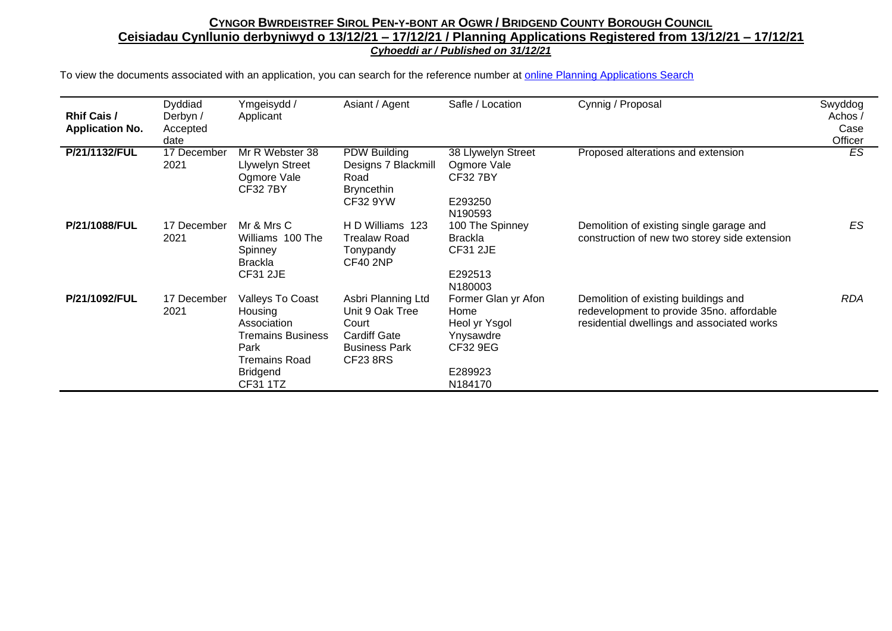## **CYNGOR BWRDEISTREF SIROL PEN-Y-BONT AR OGWR / BRIDGEND COUNTY BOROUGH COUNCIL**
## **Ceisiadau Cynllunio derbyniwyd o 13/12/21 – 17/12/21 / Planning Applications Registered from 13/12/21 – 17/12/21**
***Cyhoeddi ar / Published on 31/12/21***

To view the documents associated with an application, you can search for the reference number at online Planning Applications Search

| **Rhif Cais / Application No.** | Dyddiad Derbyn / Accepted date | Ymgeisydd / Applicant | Asiant / Agent | Safle / Location | Cynnig / Proposal | Swyddog Achos / Case Officer |
|---|---|---|---|---|---|---|
| **P/21/1132/FUL** | 17 December 2021 | Mr R Webster 38 Llywelyn Street Ogmore Vale CF32 7BY | PDW Building Designs 7 Blackmill Road Bryncethin CF32 9YW | 38 Llywelyn Street Ogmore Vale CF32 7BY E293250 N190593 | Proposed alterations and extension | *ES* |
| **P/21/1088/FUL** | 17 December 2021 | Mr & Mrs C Williams 100 The Spinney Brackla CF31 2JE | H D Williams 123 Trealaw Road Tonypandy CF40 2NP | 100 The Spinney Brackla CF31 2JE E292513 N180003 | Demolition of existing single garage and construction of new two storey side extension | *ES* |
| **P/21/1092/FUL** | 17 December 2021 | Valleys To Coast Housing Association Tremains Business Park Tremains Road Bridgend CF31 1TZ | Asbri Planning Ltd Unit 9 Oak Tree Court Cardiff Gate Business Park CF23 8RS | Former Glan yr Afon Home Heol yr Ysgol Ynysawdre CF32 9EG E289923 N184170 | Demolition of existing buildings and redevelopment to provide 35no. affordable residential dwellings and associated works | *RDA* |